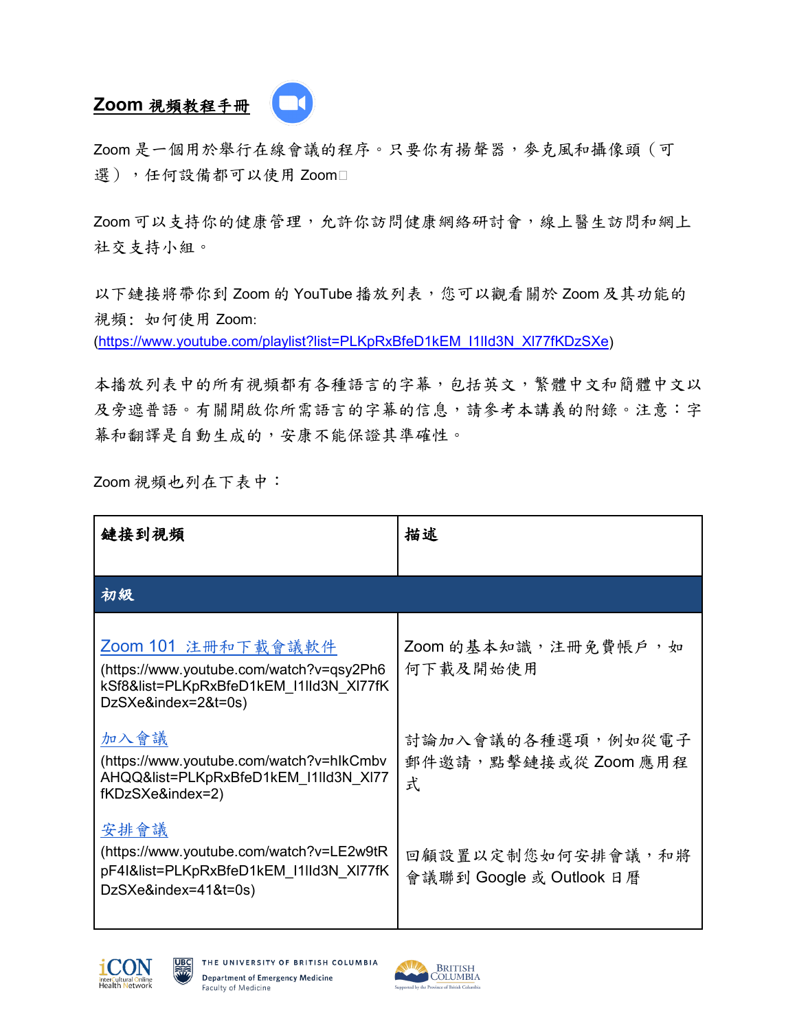# Zoom 視頻教程手冊

Zoom 是一個用於舉行在線會議的程序。只要你有揚聲器，麥克風和攝像頭（可選），任何設備都可以使用 Zoom□

Zoom 可以支持你的健康管理，允許你訪問健康網絡研討會，線上醫生訪問和網上社交支持小組。

以下鏈接將帶你到 Zoom 的 YouTube 播放列表，您可以觀看關於 Zoom 及其功能的視頻：如何使用 Zoom:
(https://www.youtube.com/playlist?list=PLKpRxBfeD1kEM_I1lld3N_Xl77fKDzSXe)

本播放列表中的所有視頻都有各種語言的字幕，包括英文，繁體中文和簡體中文以及旁遮普語。有關開啟你所需語言的字幕的信息，請參考本講義的附錄。注意：字幕和翻譯是自動生成的，安康不能保證其準確性。

Zoom 視頻也列在下表中：

| 鏈接到視頻 | 描述 |
|---|---|
| **初級** | |
| Zoom 101 注冊和下載會議軟件 (https://www.youtube.com/watch?v=qsy2Ph6kSf8&list=PLKpRxBfeD1kEM_I1lld3N_Xl77fKDzSXe&index=2&t=0s) | Zoom 的基本知識，注冊免費帳戶，如何下載及開始使用 |
| 加入會議 (https://www.youtube.com/watch?v=hIkCmbvAHQQ&list=PLKpRxBfeD1kEM_I1lld3N_Xl77fKDzSXe&index=2) | 討論加入會議的各種選項，例如從電子郵件邀請，點擊鏈接或從 Zoom 應用程式 |
| 安排會議 (https://www.youtube.com/watch?v=LE2w9tRpF4I&list=PLKpRxBfeD1kEM_I1lld3N_Xl77fKDzSXe&index=41&t=0s) | 回顧設置以定制您如何安排會議，和將會議聯到 Google 或 Outlook 日曆 |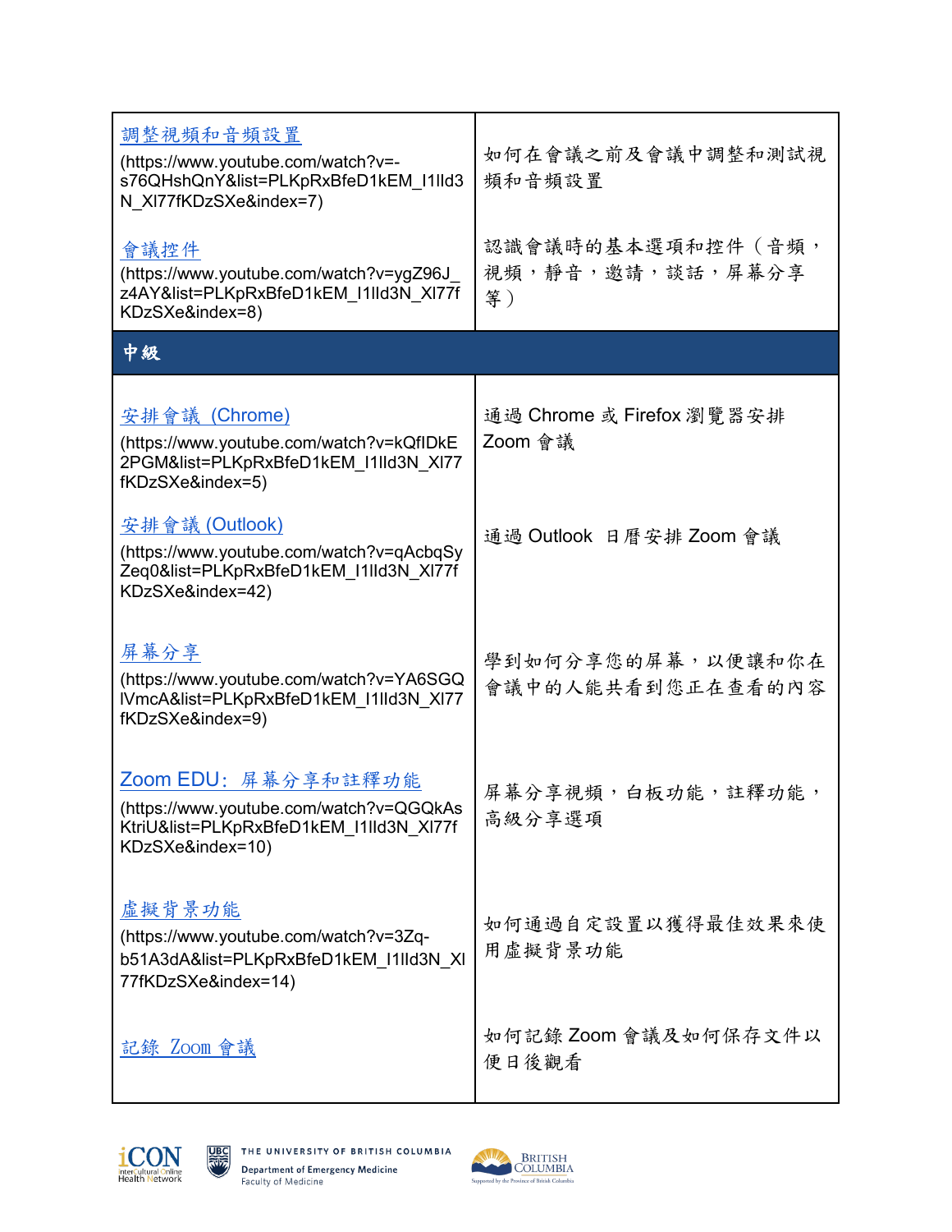| | |
|---|---|
| 調整視頻和音頻設置<br>(https://www.youtube.com/watch?v=-s76QHshQnY&list=PLKpRxBfeD1kEM_I1lld3N_XI77fKDzSXe&index=7) | 如何在會議之前及會議中調整和測試視頻和音頻設置 |
| 會議控件<br>(https://www.youtube.com/watch?v=ygZ96J_z4AY&list=PLKpRxBfeD1kEM_I1lld3N_XI77fKDzSXe&index=8) | 認識會議時的基本選項和控件（音頻，視頻，靜音，邀請，談話，屏幕分享等） |
| **中級** | |
| 安排會議 (Chrome)<br>(https://www.youtube.com/watch?v=kQfIDkE2PGM&list=PLKpRxBfeD1kEM_I1lld3N_XI77fKDzSXe&index=5) | 通過 Chrome 或 Firefox 瀏覽器安排 Zoom 會議 |
| 安排會議 (Outlook)<br>(https://www.youtube.com/watch?v=qAcbqSyZeq0&list=PLKpRxBfeD1kEM_I1lld3N_XI77fKDzSXe&index=42) | 通過 Outlook 日曆安排 Zoom 會議 |
| 屏幕分享<br>(https://www.youtube.com/watch?v=YA6SGQIVmcA&list=PLKpRxBfeD1kEM_I1lld3N_XI77fKDzSXe&index=9) | 學到如何分享您的屏幕，以便讓和你在會議中的人能共看到您正在查看的內容 |
| Zoom EDU：屏幕分享和註釋功能<br>(https://www.youtube.com/watch?v=QGQkAsKtriU&list=PLKpRxBfeD1kEM_I1lld3N_XI77fKDzSXe&index=10) | 屏幕分享視頻，白板功能，註釋功能，高級分享選項 |
| 虛擬背景功能<br>(https://www.youtube.com/watch?v=3Zq-b51A3dA&list=PLKpRxBfeD1kEM_I1lld3N_XI77fKDzSXe&index=14) | 如何通過自定設置以獲得最佳效果來使用虛擬背景功能 |
| 記錄 Zoom 會議 | 如何記錄 Zoom 會議及如何保存文件以便日後觀看 |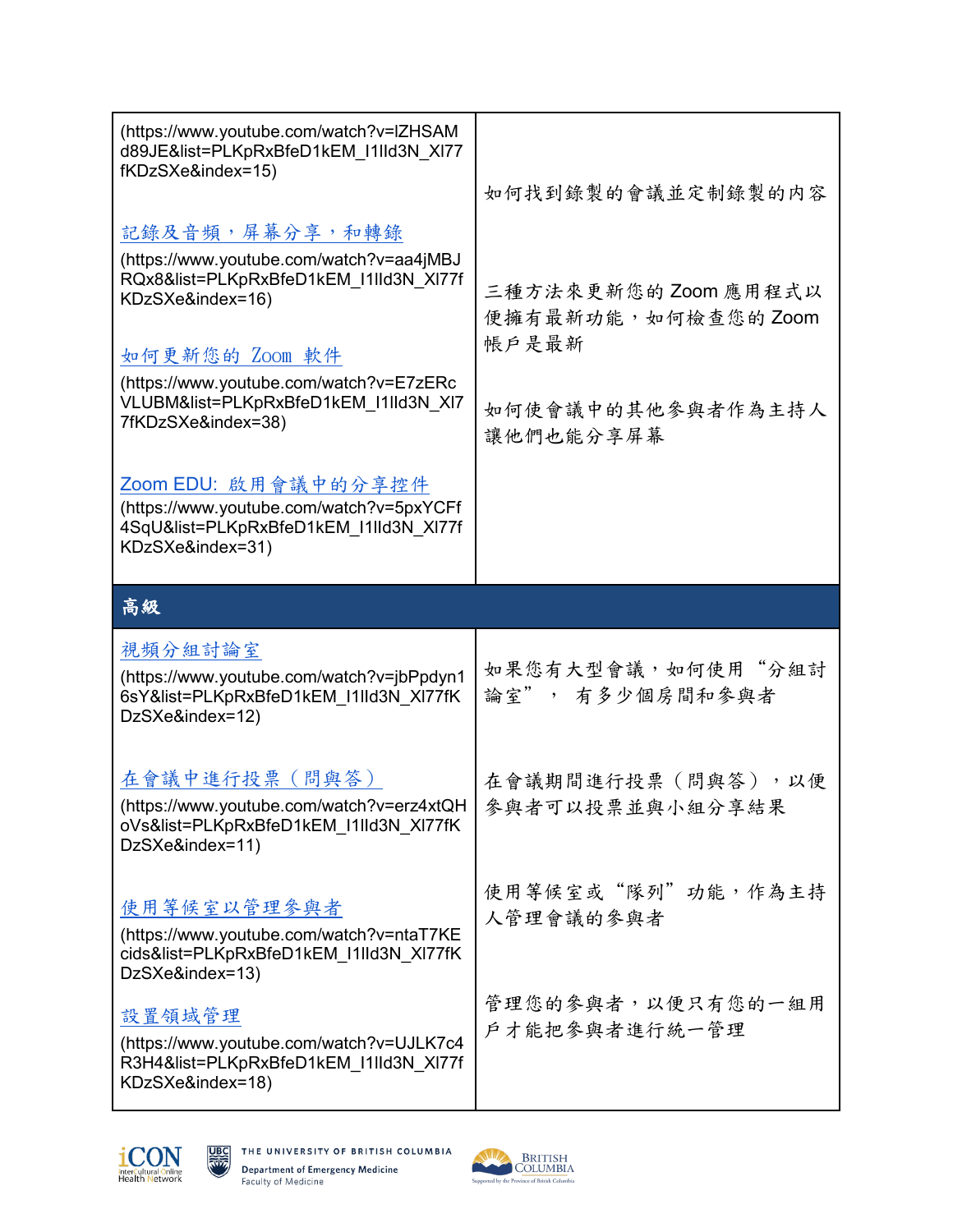| | |
|---|---|
| (https://www.youtube.com/watch?v=lZHSAMd89JE&list=PLKpRxBfeD1kEM_I1lId3N_XI77fKDzSXe&index=15) | 如何找到錄製的會議並定制錄製的內容 |
| 記錄及音頻，屏幕分享，和轉錄 (https://www.youtube.com/watch?v=aa4jMBJRQx8&list=PLKpRxBfeD1kEM_I1lId3N_XI77fKDzSXe&index=16) | 三種方法來更新您的 Zoom 應用程式以便擁有最新功能，如何檢查您的 Zoom 帳戶是最新 |
| 如何更新您的 Zoom 軟件 (https://www.youtube.com/watch?v=E7zERcVLUBM&list=PLKpRxBfeD1kEM_I1lId3N_XI77fKDzSXe&index=38) | 如何使會議中的其他參與者作為主持人讓他們也能分享屏幕 |
| Zoom EDU: 啟用會議中的分享控件 (https://www.youtube.com/watch?v=5pxYCFf4SqU&list=PLKpRxBfeD1kEM_I1lId3N_XI77fKDzSXe&index=31) | |
| **高級** | |
| 視頻分組討論室 (https://www.youtube.com/watch?v=jbPpdyn16sY&list=PLKpRxBfeD1kEM_I1lId3N_XI77fKDzSXe&index=12) | 如果您有大型會議，如何使用 "分組討論室"， 有多少個房間和參與者 |
| 在會議中進行投票（問與答） (https://www.youtube.com/watch?v=erz4xtQHoVs&list=PLKpRxBfeD1kEM_I1lId3N_XI77fKDzSXe&index=11) | 在會議期間進行投票（問與答），以便參與者可以投票並與小組分享結果 |
| 使用等候室以管理參與者 (https://www.youtube.com/watch?v=ntaT7KEcids&list=PLKpRxBfeD1kEM_I1lId3N_XI77fKDzSXe&index=13) | 使用等候室或 "隊列" 功能，作為主持人管理會議的參與者 |
| 設置領域管理 (https://www.youtube.com/watch?v=UJLK7c4R3H4&list=PLKpRxBfeD1kEM_I1lId3N_XI77fKDzSXe&index=18) | 管理您的參與者，以便只有您的一組用戶才能把參與者進行統一管理 |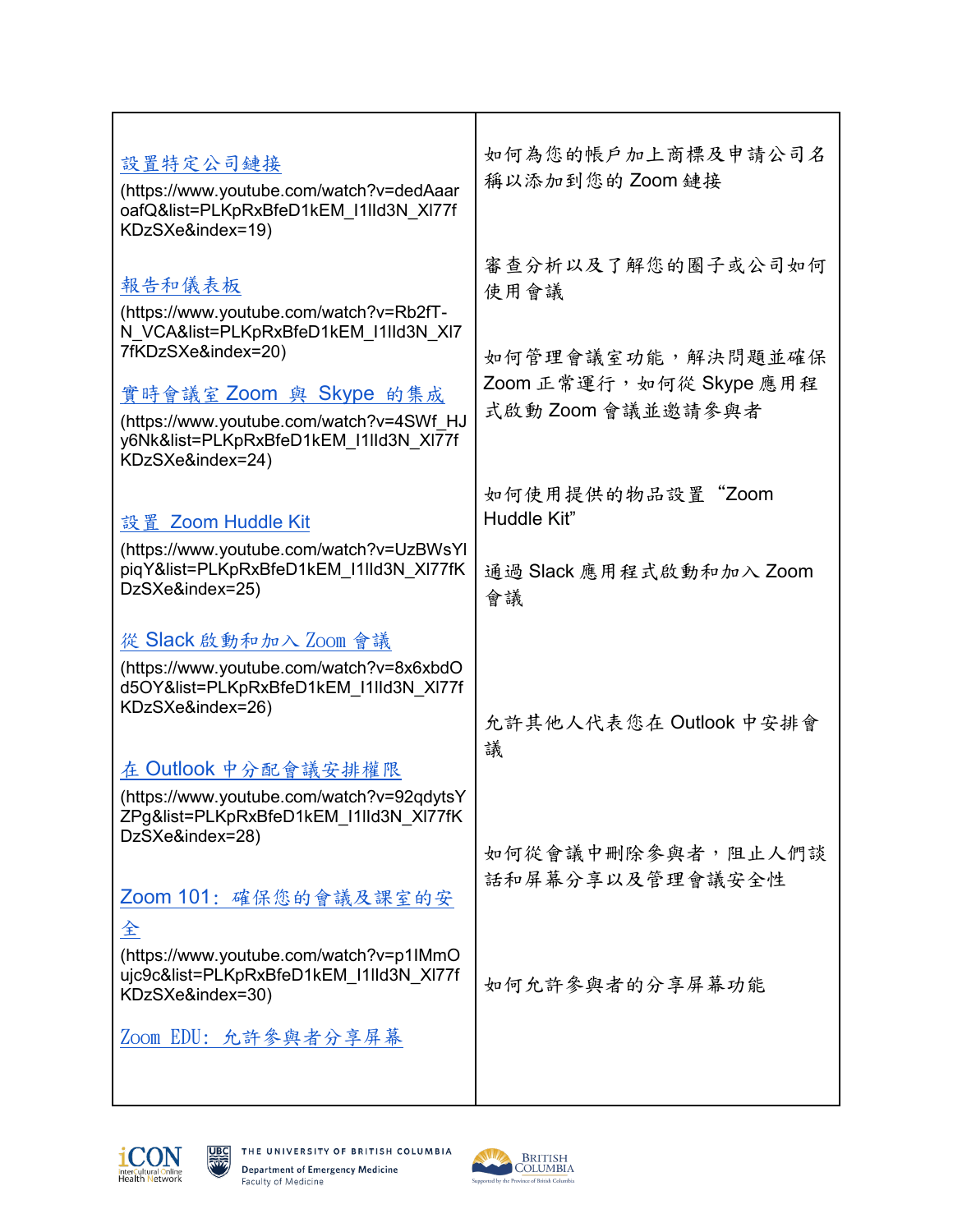| | |
|---|---|
| 設置特定公司鏈接 (https://www.youtube.com/watch?v=dedAaaroafQ&list=PLKpRxBfeD1kEM_I1lld3N_XI77fKDzSXe&index=19) | 如何為您的帳戶加上商標及申請公司名稱以添加到您的 Zoom 鏈接 |
| 報告和儀表板 (https://www.youtube.com/watch?v=Rb2fT-N_VCA&list=PLKpRxBfeD1kEM_I1lld3N_XI77fKDzSXe&index=20) | 審查分析以及了解您的圈子或公司如何使用會議 |
| 實時會議室 Zoom 與 Skype 的集成 (https://www.youtube.com/watch?v=4SWf_HJy6Nk&list=PLKpRxBfeD1kEM_I1lld3N_XI77fKDzSXe&index=24) | 如何管理會議室功能，解決問題並確保 Zoom 正常運行，如何從 Skype 應用程式啟動 Zoom 會議並邀請參與者 |
| 設置 Zoom Huddle Kit (https://www.youtube.com/watch?v=UzBWsYlpiqY&list=PLKpRxBfeD1kEM_I1lld3N_XI77fKDzSXe&index=25) | 如何使用提供的物品設置 "Zoom Huddle Kit" |
| 從 Slack 啟動和加入 Zoom 會議 (https://www.youtube.com/watch?v=8x6xbdOd5OY&list=PLKpRxBfeD1kEM_I1lld3N_XI77fKDzSXe&index=26) | 通過 Slack 應用程式啟動和加入 Zoom 會議 |
| 在 Outlook 中分配會議安排權限 (https://www.youtube.com/watch?v=92qdytsYZPg&list=PLKpRxBfeD1kEM_I1lld3N_XI77fKDzSXe&index=28) | 允許其他人代表您在 Outlook 中安排會議 |
| Zoom 101：確保您的會議及課室的安全 (https://www.youtube.com/watch?v=p1IMmOujc9c&list=PLKpRxBfeD1kEM_I1lld3N_XI77fKDzSXe&index=30) | 如何從會議中刪除參與者，阻止人們談話和屏幕分享以及管理會議安全性 |
| Zoom EDU：允許參與者分享屏幕 | 如何允許參與者的分享屏幕功能 |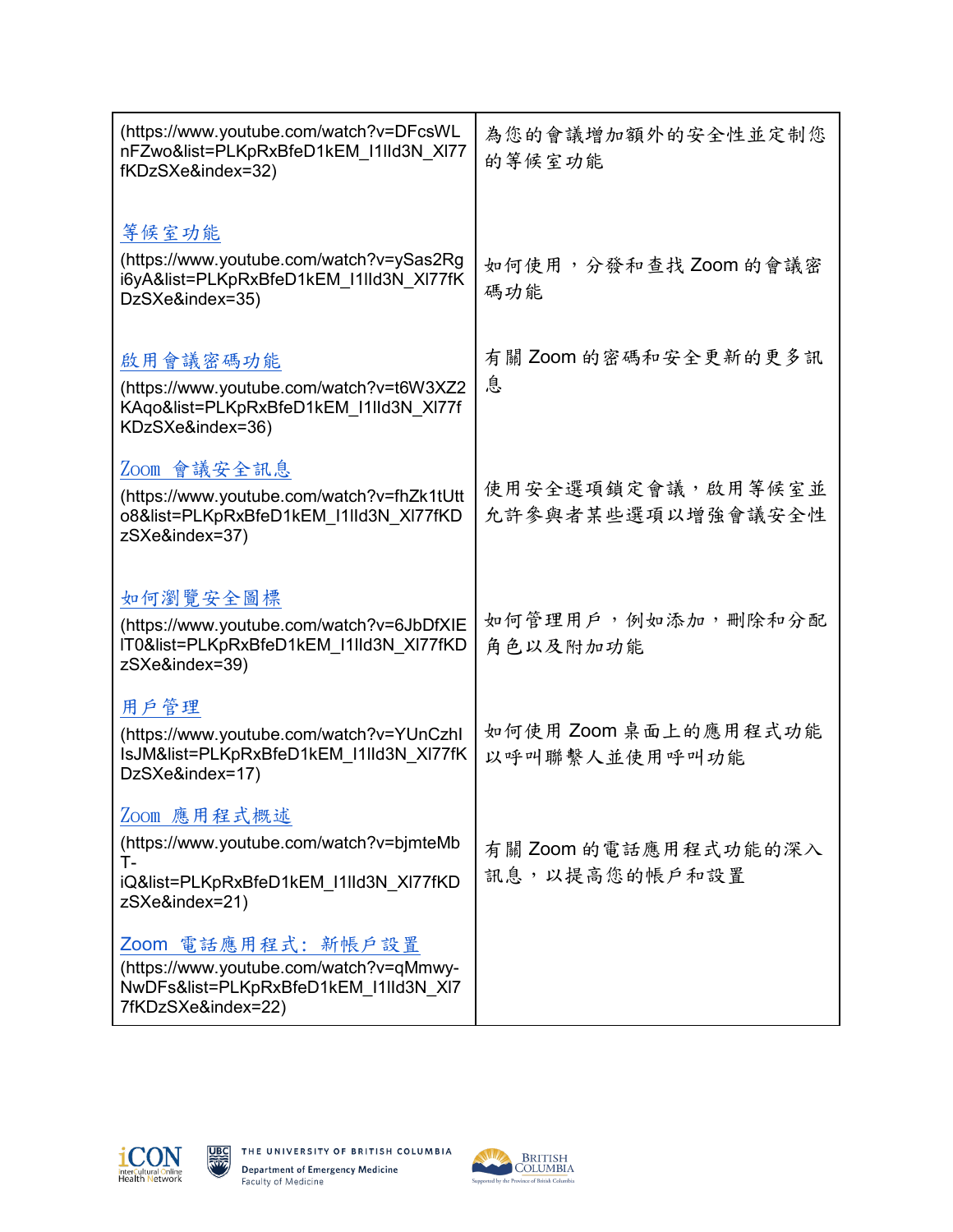| | |
|---|---|
| (https://www.youtube.com/watch?v=DFcsWLnFZwo&list=PLKpRxBfeD1kEM_I1lId3N_XI77fKDzSXe&index=32) | 為您的會議增加額外的安全性並定制您的等候室功能 |
| 等候室功能 (https://www.youtube.com/watch?v=ySas2Rgi6yA&list=PLKpRxBfeD1kEM_I1lId3N_XI77fKDzSXe&index=35) | 如何使用，分發和查找 Zoom 的會議密碼功能 |
| 啟用會議密碼功能 (https://www.youtube.com/watch?v=t6W3XZ2KAqo&list=PLKpRxBfeD1kEM_I1lId3N_XI77fKDzSXe&index=36) | 有關 Zoom 的密碼和安全更新的更多訊息 |
| Zoom 會議安全訊息 (https://www.youtube.com/watch?v=fhZk1tUtto8&list=PLKpRxBfeD1kEM_I1lId3N_XI77fKDzSXe&index=37) | 使用安全選項鎖定會議，啟用等候室並允許參與者某些選項以增強會議安全性 |
| 如何瀏覽安全圖標 (https://www.youtube.com/watch?v=6JbDfXIElT0&list=PLKpRxBfeD1kEM_I1lId3N_XI77fKDzSXe&index=39) | 如何管理用戶，例如添加，刪除和分配角色以及附加功能 |
| 用戶管理 (https://www.youtube.com/watch?v=YUnCzhlIsJM&list=PLKpRxBfeD1kEM_I1lId3N_XI77fKDzSXe&index=17) | 如何使用 Zoom 桌面上的應用程式功能以呼叫聯繫人並使用呼叫功能 |
| Zoom 應用程式概述 (https://www.youtube.com/watch?v=bjmteMbT-iQ&list=PLKpRxBfeD1kEM_I1lId3N_XI77fKDzSXe&index=21) | 有關 Zoom 的電話應用程式功能的深入訊息，以提高您的帳戶和設置 |
| Zoom 電話應用程式：新帳戶設置 (https://www.youtube.com/watch?v=qMmwy-NwDFs&list=PLKpRxBfeD1kEM_I1lId3N_XI77fKDzSXe&index=22) | |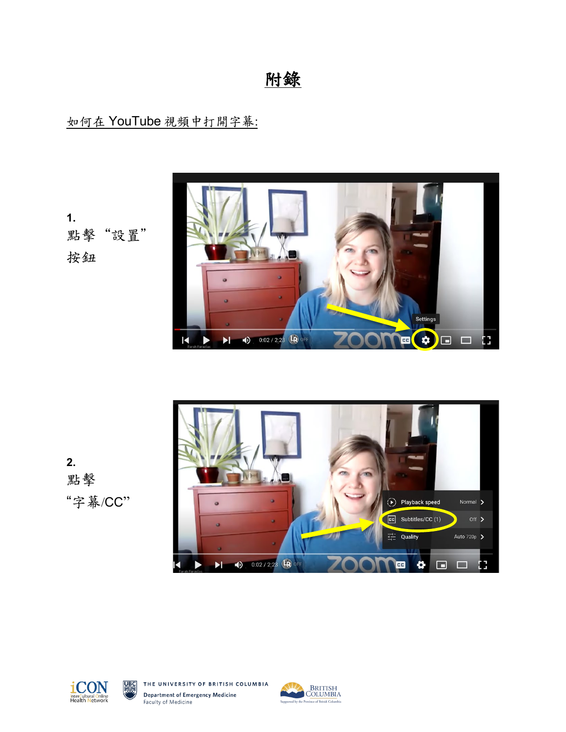# 附錄

如何在 YouTube 視頻中打開字幕:

1.
點擊 “設置” 按鈕

2.
點擊 “字幕/CC”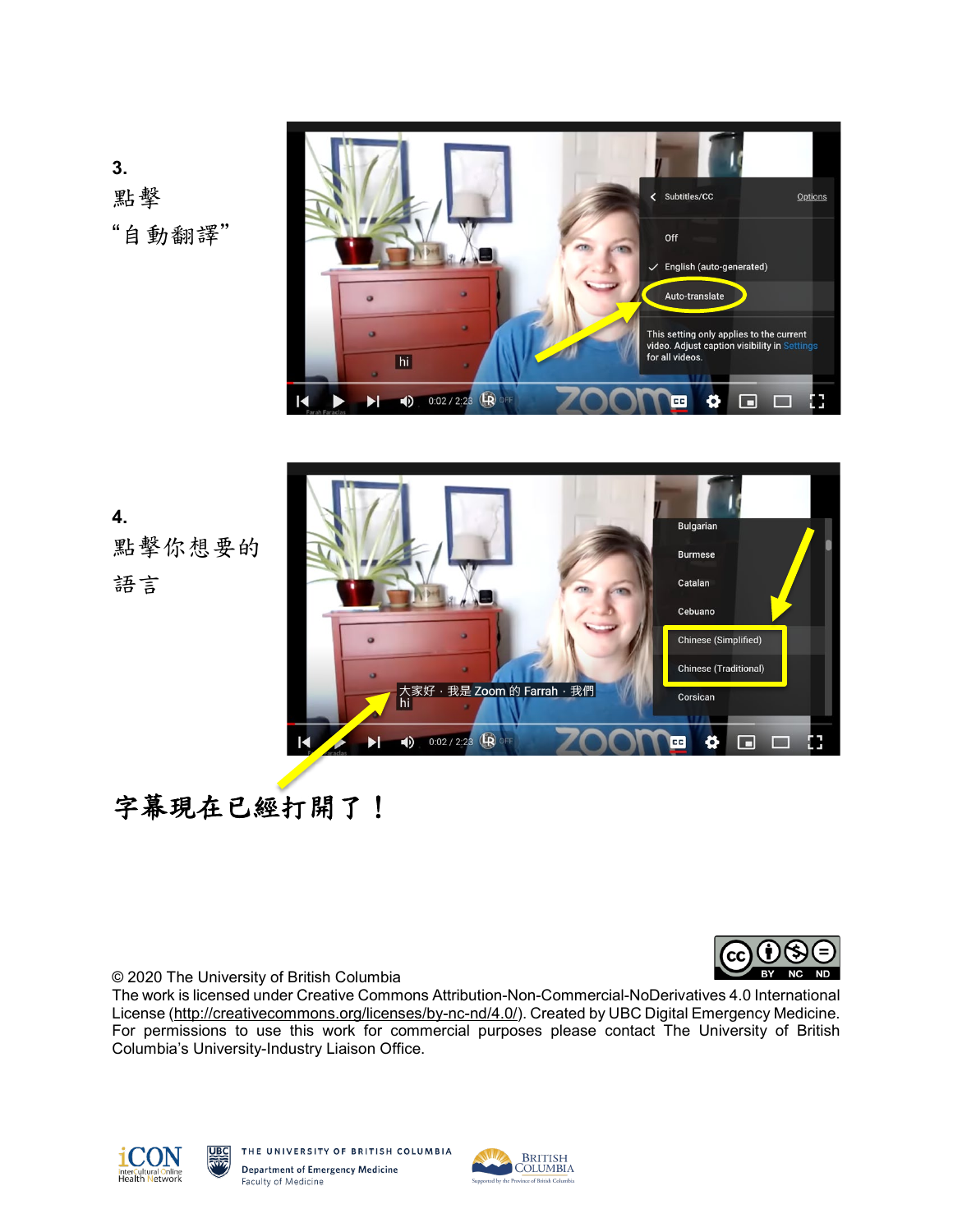**3.**
點擊
“自動翻譯”

**4.**
點擊你想要的
語言

字幕現在已經打開了！

© 2020 The University of British Columbia
The work is licensed under Creative Commons Attribution-Non-Commercial-NoDerivatives 4.0 International License (http://creativecommons.org/licenses/by-nc-nd/4.0/). Created by UBC Digital Emergency Medicine. For permissions to use this work for commercial purposes please contact The University of British Columbia's University-Industry Liaison Office.